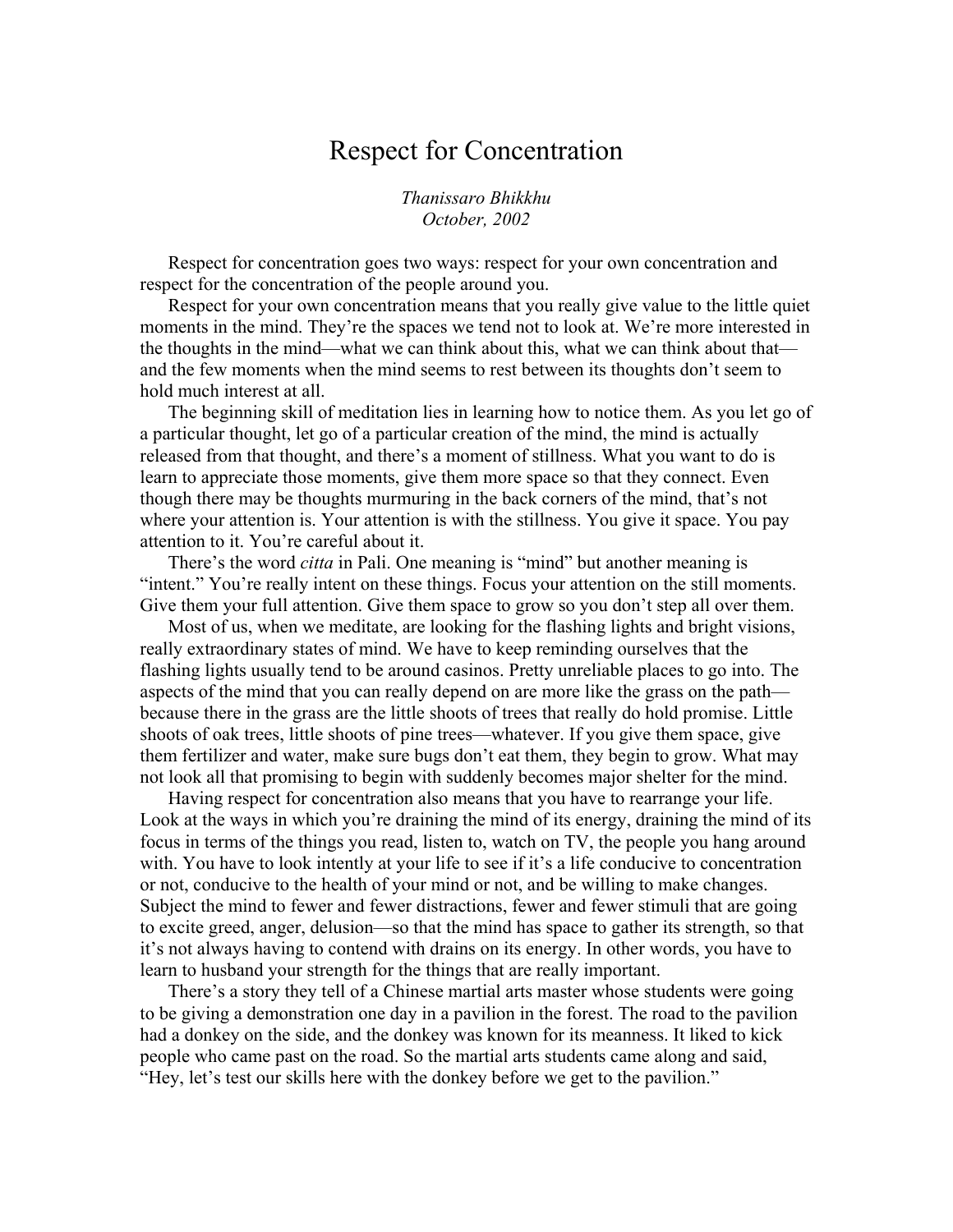# Respect for Concentration

*Thanissaro Bhikkhu*
*October, 2002*

Respect for concentration goes two ways: respect for your own concentration and respect for the concentration of the people around you.

Respect for your own concentration means that you really give value to the little quiet moments in the mind. They're the spaces we tend not to look at. We're more interested in the thoughts in the mind—what we can think about this, what we can think about that—and the few moments when the mind seems to rest between its thoughts don't seem to hold much interest at all.

The beginning skill of meditation lies in learning how to notice them. As you let go of a particular thought, let go of a particular creation of the mind, the mind is actually released from that thought, and there's a moment of stillness. What you want to do is learn to appreciate those moments, give them more space so that they connect. Even though there may be thoughts murmuring in the back corners of the mind, that's not where your attention is. Your attention is with the stillness. You give it space. You pay attention to it. You're careful about it.

There's the word *citta* in Pali. One meaning is "mind" but another meaning is "intent." You're really intent on these things. Focus your attention on the still moments. Give them your full attention. Give them space to grow so you don't step all over them.

Most of us, when we meditate, are looking for the flashing lights and bright visions, really extraordinary states of mind. We have to keep reminding ourselves that the flashing lights usually tend to be around casinos. Pretty unreliable places to go into. The aspects of the mind that you can really depend on are more like the grass on the path—because there in the grass are the little shoots of trees that really do hold promise. Little shoots of oak trees, little shoots of pine trees—whatever. If you give them space, give them fertilizer and water, make sure bugs don't eat them, they begin to grow. What may not look all that promising to begin with suddenly becomes major shelter for the mind.

Having respect for concentration also means that you have to rearrange your life. Look at the ways in which you're draining the mind of its energy, draining the mind of its focus in terms of the things you read, listen to, watch on TV, the people you hang around with. You have to look intently at your life to see if it's a life conducive to concentration or not, conducive to the health of your mind or not, and be willing to make changes. Subject the mind to fewer and fewer distractions, fewer and fewer stimuli that are going to excite greed, anger, delusion—so that the mind has space to gather its strength, so that it's not always having to contend with drains on its energy. In other words, you have to learn to husband your strength for the things that are really important.

There's a story they tell of a Chinese martial arts master whose students were going to be giving a demonstration one day in a pavilion in the forest. The road to the pavilion had a donkey on the side, and the donkey was known for its meanness. It liked to kick people who came past on the road. So the martial arts students came along and said, "Hey, let's test our skills here with the donkey before we get to the pavilion."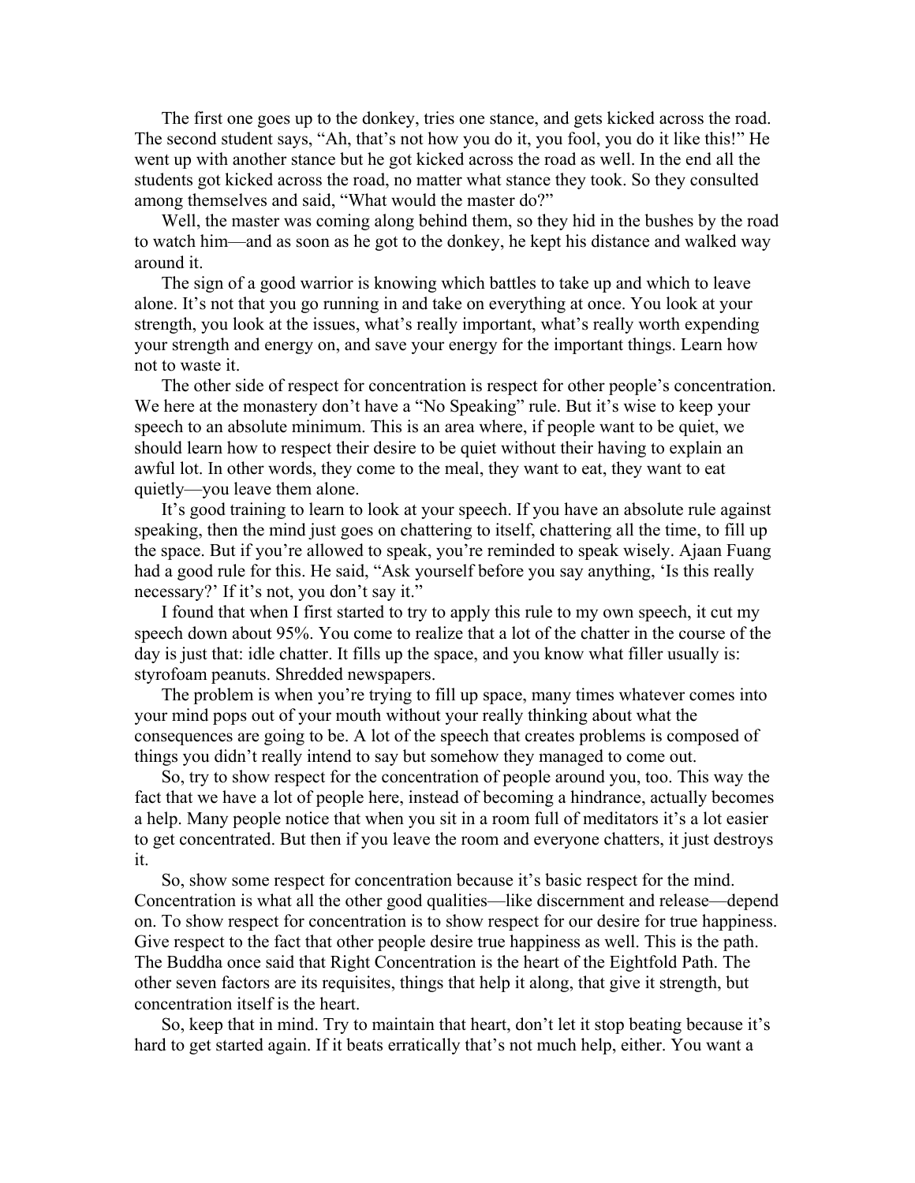The first one goes up to the donkey, tries one stance, and gets kicked across the road. The second student says, "Ah, that's not how you do it, you fool, you do it like this!" He went up with another stance but he got kicked across the road as well. In the end all the students got kicked across the road, no matter what stance they took. So they consulted among themselves and said, "What would the master do?"

Well, the master was coming along behind them, so they hid in the bushes by the road to watch him—and as soon as he got to the donkey, he kept his distance and walked way around it.

The sign of a good warrior is knowing which battles to take up and which to leave alone. It's not that you go running in and take on everything at once. You look at your strength, you look at the issues, what's really important, what's really worth expending your strength and energy on, and save your energy for the important things. Learn how not to waste it.

The other side of respect for concentration is respect for other people's concentration. We here at the monastery don't have a "No Speaking" rule. But it's wise to keep your speech to an absolute minimum. This is an area where, if people want to be quiet, we should learn how to respect their desire to be quiet without their having to explain an awful lot. In other words, they come to the meal, they want to eat, they want to eat quietly—you leave them alone.

It's good training to learn to look at your speech. If you have an absolute rule against speaking, then the mind just goes on chattering to itself, chattering all the time, to fill up the space. But if you're allowed to speak, you're reminded to speak wisely. Ajaan Fuang had a good rule for this. He said, "Ask yourself before you say anything, 'Is this really necessary?' If it's not, you don't say it."

I found that when I first started to try to apply this rule to my own speech, it cut my speech down about 95%. You come to realize that a lot of the chatter in the course of the day is just that: idle chatter. It fills up the space, and you know what filler usually is: styrofoam peanuts. Shredded newspapers.

The problem is when you're trying to fill up space, many times whatever comes into your mind pops out of your mouth without your really thinking about what the consequences are going to be. A lot of the speech that creates problems is composed of things you didn't really intend to say but somehow they managed to come out.

So, try to show respect for the concentration of people around you, too. This way the fact that we have a lot of people here, instead of becoming a hindrance, actually becomes a help. Many people notice that when you sit in a room full of meditators it's a lot easier to get concentrated. But then if you leave the room and everyone chatters, it just destroys it.

So, show some respect for concentration because it's basic respect for the mind. Concentration is what all the other good qualities—like discernment and release—depend on. To show respect for concentration is to show respect for our desire for true happiness. Give respect to the fact that other people desire true happiness as well. This is the path. The Buddha once said that Right Concentration is the heart of the Eightfold Path. The other seven factors are its requisites, things that help it along, that give it strength, but concentration itself is the heart.

So, keep that in mind. Try to maintain that heart, don't let it stop beating because it's hard to get started again. If it beats erratically that's not much help, either. You want a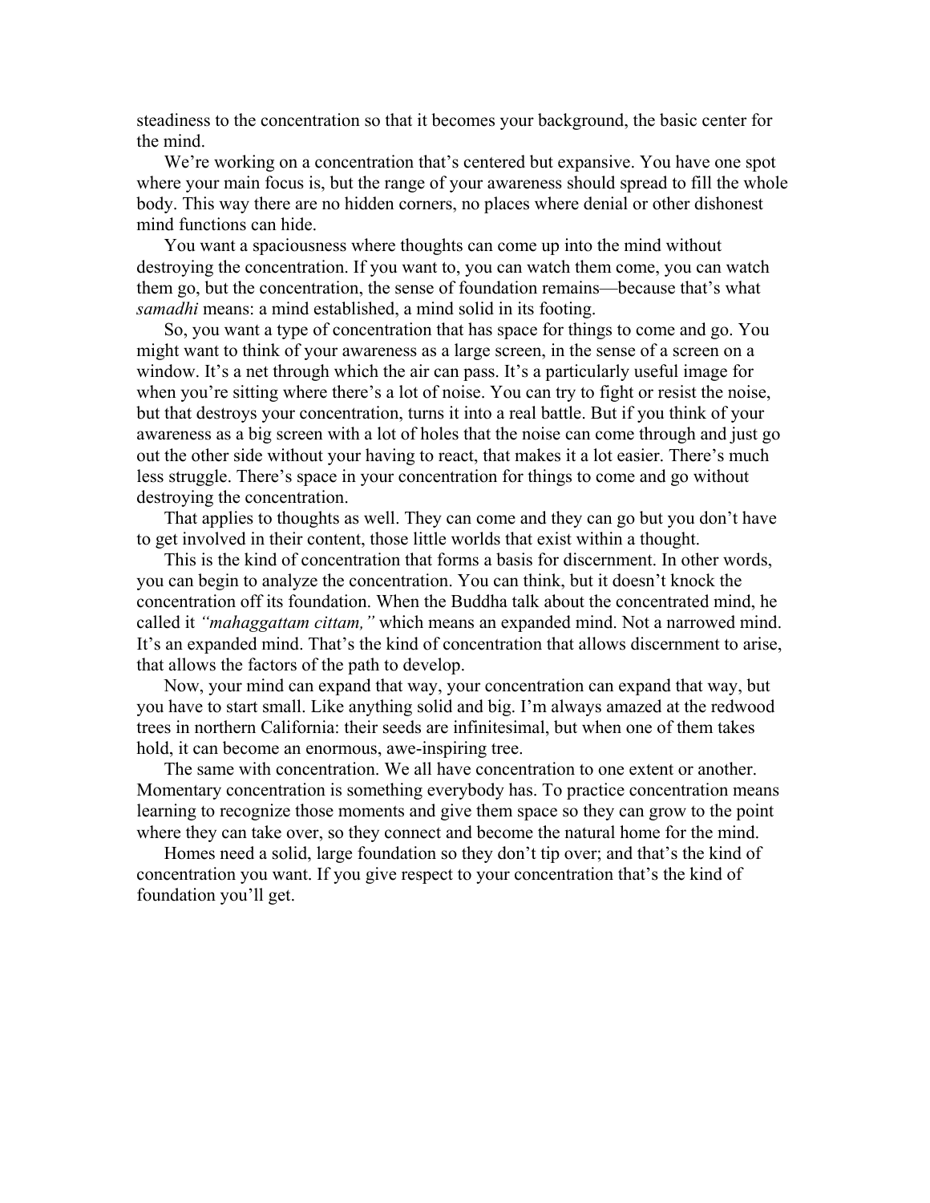steadiness to the concentration so that it becomes your background, the basic center for the mind.

We're working on a concentration that's centered but expansive. You have one spot where your main focus is, but the range of your awareness should spread to fill the whole body. This way there are no hidden corners, no places where denial or other dishonest mind functions can hide.

You want a spaciousness where thoughts can come up into the mind without destroying the concentration. If you want to, you can watch them come, you can watch them go, but the concentration, the sense of foundation remains—because that's what *samadhi* means: a mind established, a mind solid in its footing.

So, you want a type of concentration that has space for things to come and go. You might want to think of your awareness as a large screen, in the sense of a screen on a window. It's a net through which the air can pass. It's a particularly useful image for when you're sitting where there's a lot of noise. You can try to fight or resist the noise, but that destroys your concentration, turns it into a real battle. But if you think of your awareness as a big screen with a lot of holes that the noise can come through and just go out the other side without your having to react, that makes it a lot easier. There's much less struggle. There's space in your concentration for things to come and go without destroying the concentration.

That applies to thoughts as well. They can come and they can go but you don't have to get involved in their content, those little worlds that exist within a thought.

This is the kind of concentration that forms a basis for discernment. In other words, you can begin to analyze the concentration. You can think, but it doesn't knock the concentration off its foundation. When the Buddha talk about the concentrated mind, he called it *"mahaggattam cittam,"* which means an expanded mind. Not a narrowed mind. It's an expanded mind. That's the kind of concentration that allows discernment to arise, that allows the factors of the path to develop.

Now, your mind can expand that way, your concentration can expand that way, but you have to start small. Like anything solid and big. I'm always amazed at the redwood trees in northern California: their seeds are infinitesimal, but when one of them takes hold, it can become an enormous, awe-inspiring tree.

The same with concentration. We all have concentration to one extent or another. Momentary concentration is something everybody has. To practice concentration means learning to recognize those moments and give them space so they can grow to the point where they can take over, so they connect and become the natural home for the mind.

Homes need a solid, large foundation so they don't tip over; and that's the kind of concentration you want. If you give respect to your concentration that's the kind of foundation you'll get.